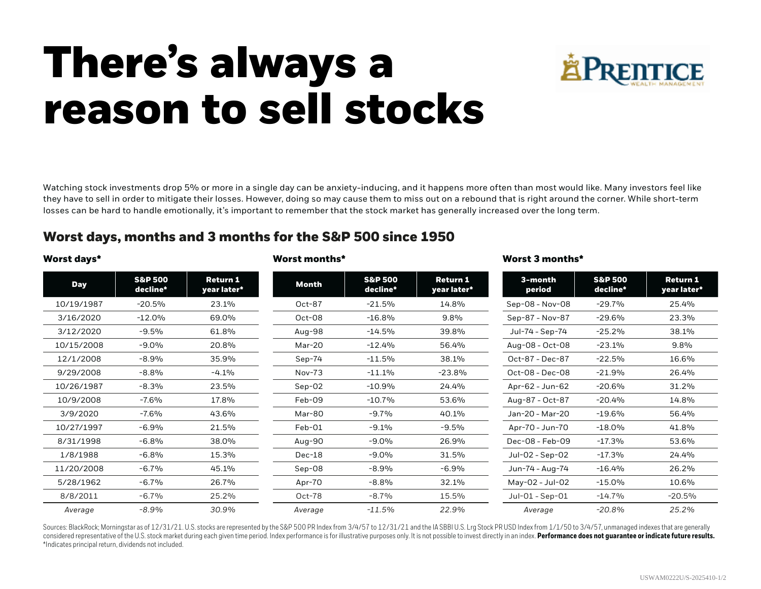# There's always a reason to sell stocks

PRENTICE WEALTH MANAGEMENT

Watching stock investments drop 5% or more in a single day can be anxiety-inducing, and it happens more often than most would like. Many investors feel like they have to sell in order to mitigate their losses. However, doing so may cause them to miss out on a rebound that is right around the corner. While short-term losses can be hard to handle emotionally, it's important to remember that the stock market has generally increased over the long term.

## Worst days, months and 3 months for the S&P 500 since 1950

### Worst days*

| Day | S&P 500 decline* | Return 1 year later* |
|---|---|---|
| 10/19/1987 | -20.5% | 23.1% |
| 3/16/2020 | -12.0% | 69.0% |
| 3/12/2020 | -9.5% | 61.8% |
| 10/15/2008 | -9.0% | 20.8% |
| 12/1/2008 | -8.9% | 35.9% |
| 9/29/2008 | -8.8% | -4.1% |
| 10/26/1987 | -8.3% | 23.5% |
| 10/9/2008 | -7.6% | 17.8% |
| 3/9/2020 | -7.6% | 43.6% |
| 10/27/1997 | -6.9% | 21.5% |
| 8/31/1998 | -6.8% | 38.0% |
| 1/8/1988 | -6.8% | 15.3% |
| 11/20/2008 | -6.7% | 45.1% |
| 5/28/1962 | -6.7% | 26.7% |
| 8/8/2011 | -6.7% | 25.2% |
| *Average* | *-8.9%* | *30.9%* |

### Worst months*

| Month | S&P 500 decline* | Return 1 year later* |
|---|---|---|
| Oct-87 | -21.5% | 14.8% |
| Oct-08 | -16.8% | 9.8% |
| Aug-98 | -14.5% | 39.8% |
| Mar-20 | -12.4% | 56.4% |
| Sep-74 | -11.5% | 38.1% |
| Nov-73 | -11.1% | -23.8% |
| Sep-02 | -10.9% | 24.4% |
| Feb-09 | -10.7% | 53.6% |
| Mar-80 | -9.7% | 40.1% |
| Feb-01 | -9.1% | -9.5% |
| Aug-90 | -9.0% | 26.9% |
| Dec-18 | -9.0% | 31.5% |
| Sep-08 | -8.9% | -6.9% |
| Apr-70 | -8.8% | 32.1% |
| Oct-78 | -8.7% | 15.5% |
| *Average* | *-11.5%* | *22.9%* |

### Worst 3 months*

| 3-month period | S&P 500 decline* | Return 1 year later* |
|---|---|---|
| Sep-08 - Nov-08 | -29.7% | 25.4% |
| Sep-87 - Nov-87 | -29.6% | 23.3% |
| Jul-74 - Sep-74 | -25.2% | 38.1% |
| Aug-08 - Oct-08 | -23.1% | 9.8% |
| Oct-87 - Dec-87 | -22.5% | 16.6% |
| Oct-08 - Dec-08 | -21.9% | 26.4% |
| Apr-62 - Jun-62 | -20.6% | 31.2% |
| Aug-87 - Oct-87 | -20.4% | 14.8% |
| Jan-20 - Mar-20 | -19.6% | 56.4% |
| Apr-70 - Jun-70 | -18.0% | 41.8% |
| Dec-08 - Feb-09 | -17.3% | 53.6% |
| Jul-02 - Sep-02 | -17.3% | 24.4% |
| Jun-74 - Aug-74 | -16.4% | 26.2% |
| May-02 - Jul-02 | -15.0% | 10.6% |
| Jul-01 - Sep-01 | -14.7% | -20.5% |
| *Average* | *-20.8%* | *25.2%* |

Sources: BlackRock; Morningstar as of 12/31/21. U.S. stocks are represented by the S&P 500 PR Index from 3/4/57 to 12/31/21 and the IA SBBI U.S. Lrg Stock PR USD Index from 1/1/50 to 3/4/57, unmanaged indexes that are generally considered representative of the U.S. stock market during each given time period. Index performance is for illustrative purposes only. It is not possible to invest directly in an index. **Performance does not guarantee or indicate future results.**
*Indicates principal return, dividends not included.

USWAM0222U/S-2025410-1/2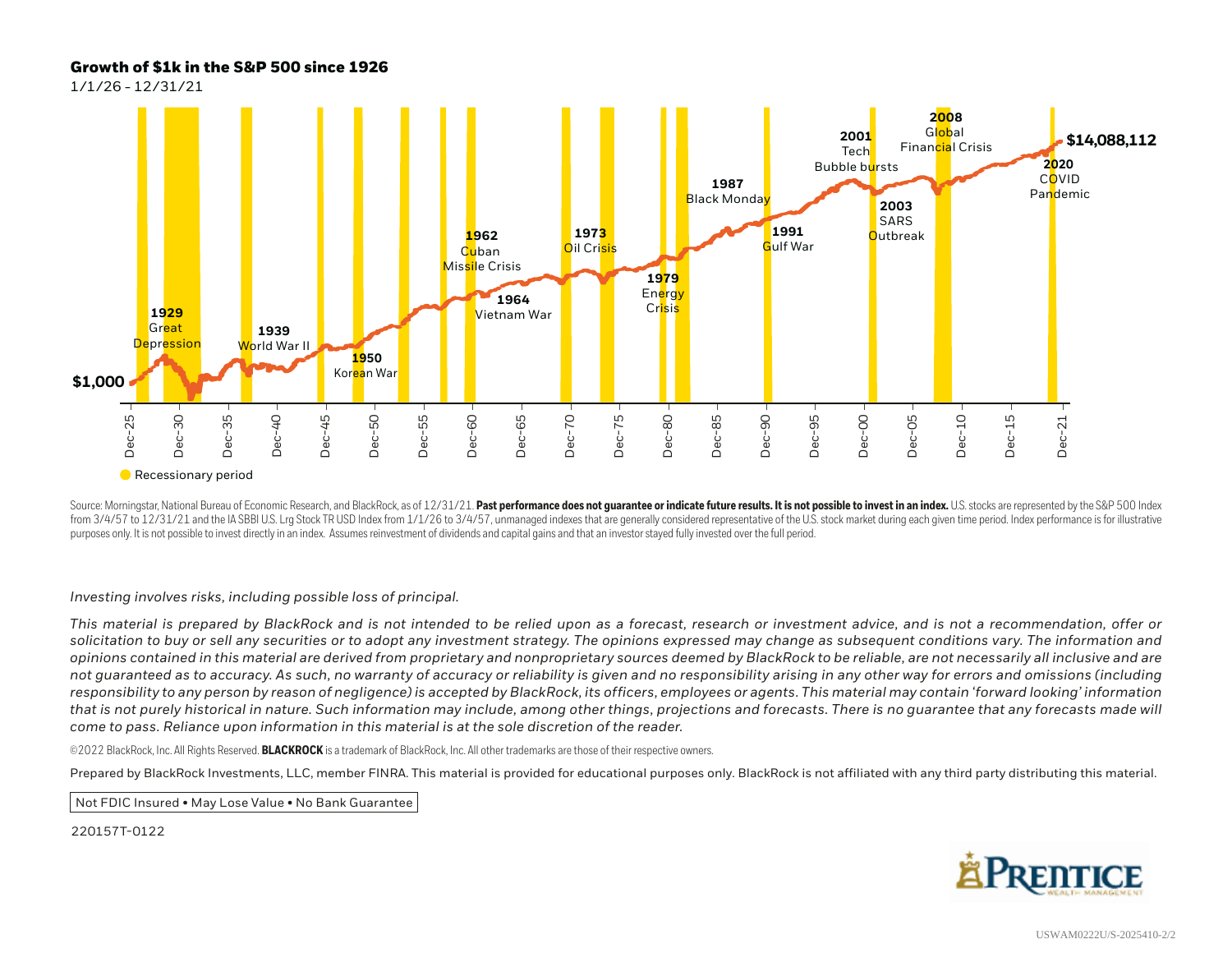**Growth of $1k in the S&P 500 since 1926**

1/1/26 – 12/31/21

$1,000

1929 Great Depression

1939 World War II

1950 Korean War

1962 Cuban Missile Crisis

1964 Vietnam War

1973 Oil Crisis

1979 Energy Crisis

1987 Black Monday

1991 Gulf War

2001 Tech Bubble bursts

2003 SARS Outbreak

2008 Global Financial Crisis

2020 COVID Pandemic

$14,088,112

Dec-25, Dec-30, Dec-35, Dec-40, Dec-45, Dec-50, Dec-55, Dec-60, Dec-65, Dec-70, Dec-75, Dec-80, Dec-85, Dec-90, Dec-95, Dec-00, Dec-05, Dec-10, Dec-15, Dec-21

Recessionary period

Source: Morningstar, National Bureau of Economic Research, and BlackRock, as of 12/31/21. **Past performance does not guarantee or indicate future results. It is not possible to invest in an index.** U.S. stocks are represented by the S&P 500 Index from 3/4/57 to 12/31/21 and the IA SBBI U.S. Lrg Stock TR USD Index from 1/1/26 to 3/4/57, unmanaged indexes that are generally considered representative of the U.S. stock market during each given time period. Index performance is for illustrative purposes only. It is not possible to invest directly in an index. Assumes reinvestment of dividends and capital gains and that an investor stayed fully invested over the full period.

*Investing involves risks, including possible loss of principal.*

*This material is prepared by BlackRock and is not intended to be relied upon as a forecast, research or investment advice, and is not a recommendation, offer or solicitation to buy or sell any securities or to adopt any investment strategy. The opinions expressed may change as subsequent conditions vary. The information and opinions contained in this material are derived from proprietary and nonproprietary sources deemed by BlackRock to be reliable, are not necessarily all inclusive and are not guaranteed as to accuracy. As such, no warranty of accuracy or reliability is given and no responsibility arising in any other way for errors and omissions (including responsibility to any person by reason of negligence) is accepted by BlackRock, its officers, employees or agents. This material may contain 'forward looking' information that is not purely historical in nature. Such information may include, among other things, projections and forecasts. There is no guarantee that any forecasts made will come to pass. Reliance upon information in this material is at the sole discretion of the reader.*

©2022 BlackRock, Inc. All Rights Reserved. **BLACKROCK** is a trademark of BlackRock, Inc. All other trademarks are those of their respective owners.

Prepared by BlackRock Investments, LLC, member FINRA. This material is provided for educational purposes only. BlackRock is not affiliated with any third party distributing this material.

Not FDIC Insured • May Lose Value • No Bank Guarantee

220157T-0122

PRENTICE WEALTH MANAGEMENT

USWAM0222U/S-2025410-2/2